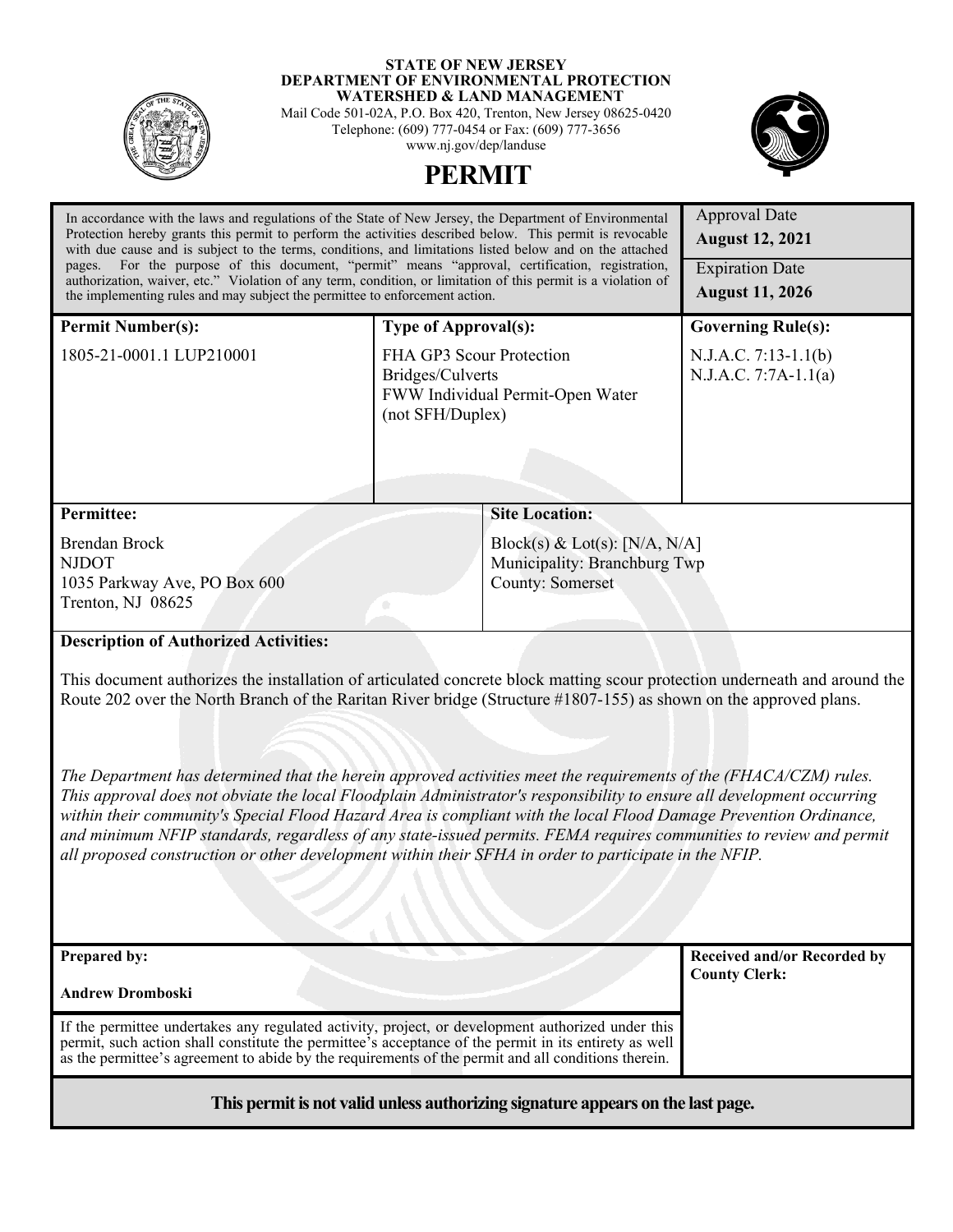**STATE OF NEW JERSEY**
**DEPARTMENT OF ENVIRONMENTAL PROTECTION**
**WATERSHED & LAND MANAGEMENT**
Mail Code 501-02A, P.O. Box 420, Trenton, New Jersey 08625-0420
Telephone: (609) 777-0454 or Fax: (609) 777-3656
www.nj.gov/dep/landuse

# PERMIT

In accordance with the laws and regulations of the State of New Jersey, the Department of Environmental Protection hereby grants this permit to perform the activities described below. This permit is revocable with due cause and is subject to the terms, conditions, and limitations listed below and on the attached pages. For the purpose of this document, "permit" means "approval, certification, registration, authorization, waiver, etc." Violation of any term, condition, or limitation of this permit is a violation of the implementing rules and may subject the permittee to enforcement action.

| Approval Date | Expiration Date |
|---|---|
| **August 12, 2021** | **August 11, 2026** |

| **Permit Number(s):** | **Type of Approval(s):** | **Governing Rule(s):** |
|---|---|---|
| 1805-21-0001.1 LUP210001 | FHA GP3 Scour Protection Bridges/Culverts<br>FWW Individual Permit-Open Water (not SFH/Duplex) | N.J.A.C. 7:13-1.1(b)<br>N.J.A.C. 7:7A-1.1(a) |

| **Permittee:** | **Site Location:** |
|---|---|
| Brendan Brock<br>NJDOT<br>1035 Parkway Ave, PO Box 600<br>Trenton, NJ 08625 | Block(s) & Lot(s): [N/A, N/A]<br>Municipality: Branchburg Twp<br>County: Somerset |

**Description of Authorized Activities:**

This document authorizes the installation of articulated concrete block matting scour protection underneath and around the Route 202 over the North Branch of the Raritan River bridge (Structure #1807-155) as shown on the approved plans.

*The Department has determined that the herein approved activities meet the requirements of the (FHACA/CZM) rules. This approval does not obviate the local Floodplain Administrator's responsibility to ensure all development occurring within their community's Special Flood Hazard Area is compliant with the local Flood Damage Prevention Ordinance, and minimum NFIP standards, regardless of any state-issued permits. FEMA requires communities to review and permit all proposed construction or other development within their SFHA in order to participate in the NFIP.*

| **Prepared by:** | **Received and/or Recorded by County Clerk:** |
|---|---|
| **Andrew Dromboski** | |

If the permittee undertakes any regulated activity, project, or development authorized under this permit, such action shall constitute the permittee's acceptance of the permit in its entirety as well as the permittee's agreement to abide by the requirements of the permit and all conditions therein.

**This permit is not valid unless authorizing signature appears on the last page.**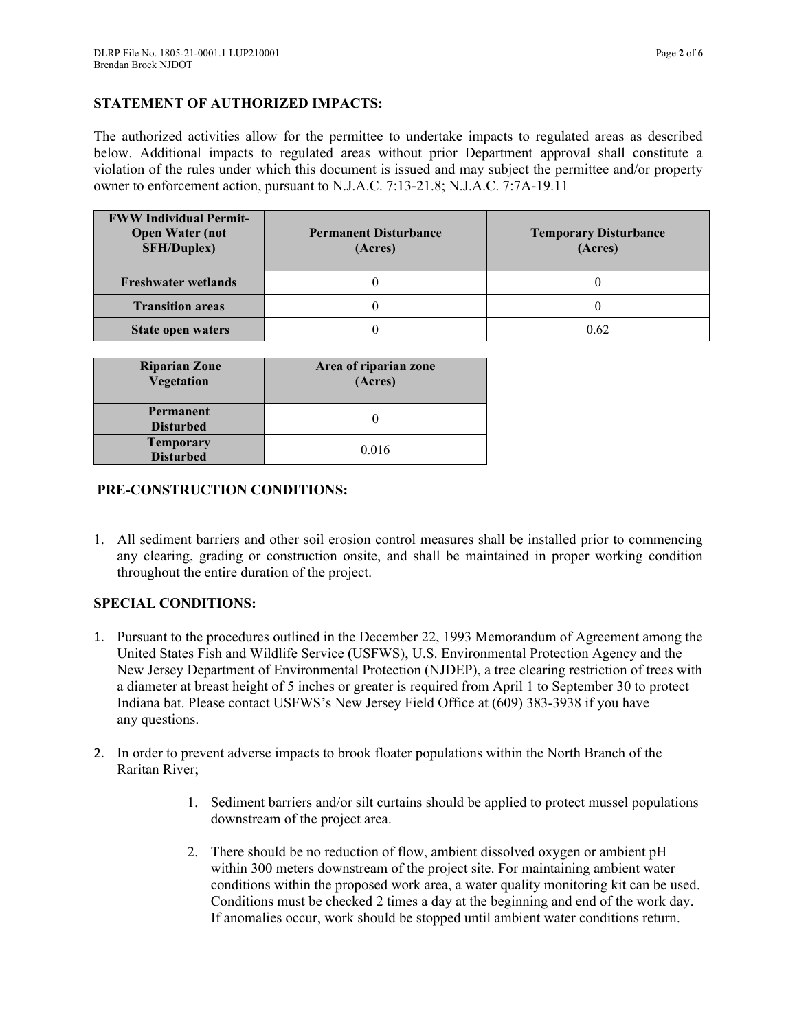## STATEMENT OF AUTHORIZED IMPACTS:

The authorized activities allow for the permittee to undertake impacts to regulated areas as described below. Additional impacts to regulated areas without prior Department approval shall constitute a violation of the rules under which this document is issued and may subject the permittee and/or property owner to enforcement action, pursuant to N.J.A.C. 7:13-21.8; N.J.A.C. 7:7A-19.11

| FWW Individual Permit-Open Water (not SFH/Duplex) | Permanent Disturbance (Acres) | Temporary Disturbance (Acres) |
|---|---|---|
| Freshwater wetlands | 0 | 0 |
| Transition areas | 0 | 0 |
| State open waters | 0 | 0.62 |

| Riparian Zone Vegetation | Area of riparian zone (Acres) |
|---|---|
| Permanent Disturbed | 0 |
| Temporary Disturbed | 0.016 |

## PRE-CONSTRUCTION CONDITIONS:

1. All sediment barriers and other soil erosion control measures shall be installed prior to commencing any clearing, grading or construction onsite, and shall be maintained in proper working condition throughout the entire duration of the project.

## SPECIAL CONDITIONS:

1. Pursuant to the procedures outlined in the December 22, 1993 Memorandum of Agreement among the United States Fish and Wildlife Service (USFWS), U.S. Environmental Protection Agency and the New Jersey Department of Environmental Protection (NJDEP), a tree clearing restriction of trees with a diameter at breast height of 5 inches or greater is required from April 1 to September 30 to protect Indiana bat. Please contact USFWS's New Jersey Field Office at (609) 383-3938 if you have any questions.

2. In order to prevent adverse impacts to brook floater populations within the North Branch of the Raritan River;

    1. Sediment barriers and/or silt curtains should be applied to protect mussel populations downstream of the project area.

    2. There should be no reduction of flow, ambient dissolved oxygen or ambient pH within 300 meters downstream of the project site. For maintaining ambient water conditions within the proposed work area, a water quality monitoring kit can be used. Conditions must be checked 2 times a day at the beginning and end of the work day. If anomalies occur, work should be stopped until ambient water conditions return.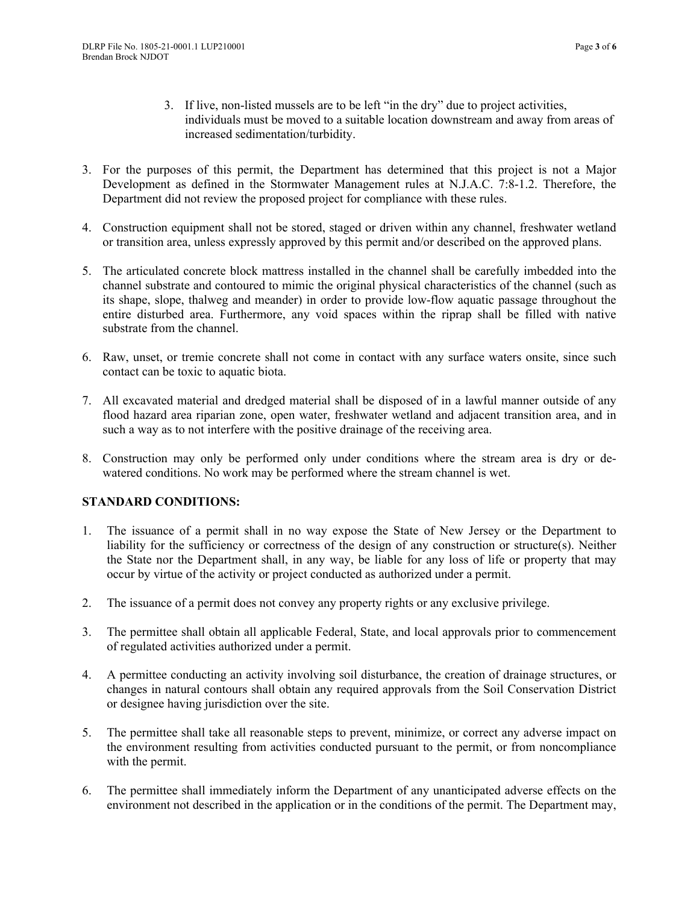3. If live, non-listed mussels are to be left "in the dry" due to project activities, individuals must be moved to a suitable location downstream and away from areas of increased sedimentation/turbidity.

3. For the purposes of this permit, the Department has determined that this project is not a Major Development as defined in the Stormwater Management rules at N.J.A.C. 7:8-1.2. Therefore, the Department did not review the proposed project for compliance with these rules.

4. Construction equipment shall not be stored, staged or driven within any channel, freshwater wetland or transition area, unless expressly approved by this permit and/or described on the approved plans.

5. The articulated concrete block mattress installed in the channel shall be carefully imbedded into the channel substrate and contoured to mimic the original physical characteristics of the channel (such as its shape, slope, thalweg and meander) in order to provide low-flow aquatic passage throughout the entire disturbed area. Furthermore, any void spaces within the riprap shall be filled with native substrate from the channel.

6. Raw, unset, or tremie concrete shall not come in contact with any surface waters onsite, since such contact can be toxic to aquatic biota.

7. All excavated material and dredged material shall be disposed of in a lawful manner outside of any flood hazard area riparian zone, open water, freshwater wetland and adjacent transition area, and in such a way as to not interfere with the positive drainage of the receiving area.

8. Construction may only be performed only under conditions where the stream area is dry or de-watered conditions. No work may be performed where the stream channel is wet.

## STANDARD CONDITIONS:

1. The issuance of a permit shall in no way expose the State of New Jersey or the Department to liability for the sufficiency or correctness of the design of any construction or structure(s). Neither the State nor the Department shall, in any way, be liable for any loss of life or property that may occur by virtue of the activity or project conducted as authorized under a permit.

2. The issuance of a permit does not convey any property rights or any exclusive privilege.

3. The permittee shall obtain all applicable Federal, State, and local approvals prior to commencement of regulated activities authorized under a permit.

4. A permittee conducting an activity involving soil disturbance, the creation of drainage structures, or changes in natural contours shall obtain any required approvals from the Soil Conservation District or designee having jurisdiction over the site.

5. The permittee shall take all reasonable steps to prevent, minimize, or correct any adverse impact on the environment resulting from activities conducted pursuant to the permit, or from noncompliance with the permit.

6. The permittee shall immediately inform the Department of any unanticipated adverse effects on the environment not described in the application or in the conditions of the permit. The Department may,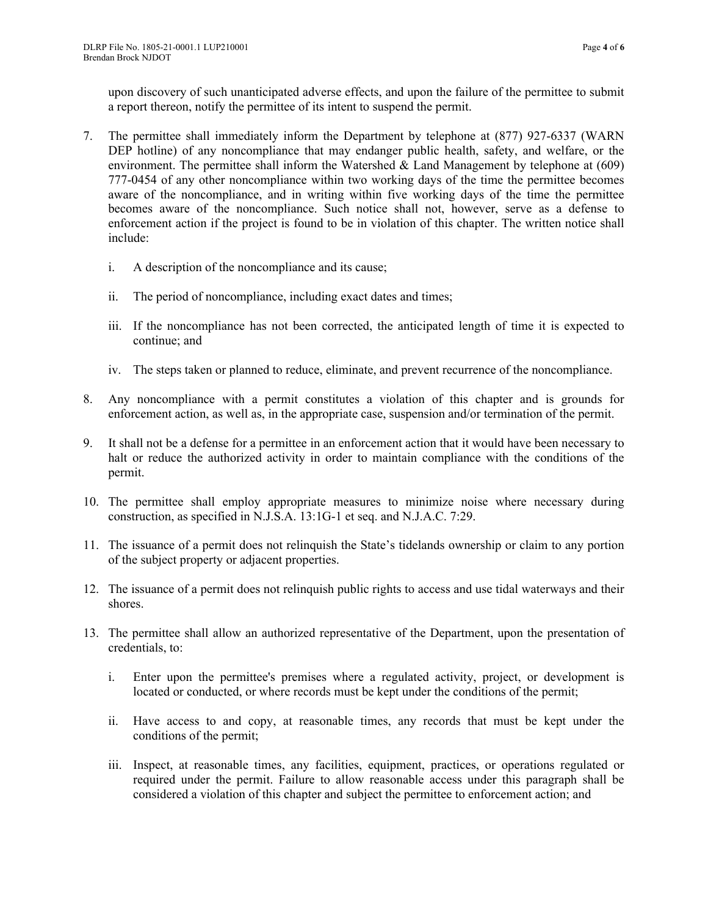upon discovery of such unanticipated adverse effects, and upon the failure of the permittee to submit a report thereon, notify the permittee of its intent to suspend the permit.

7. The permittee shall immediately inform the Department by telephone at (877) 927-6337 (WARN DEP hotline) of any noncompliance that may endanger public health, safety, and welfare, or the environment. The permittee shall inform the Watershed & Land Management by telephone at (609) 777-0454 of any other noncompliance within two working days of the time the permittee becomes aware of the noncompliance, and in writing within five working days of the time the permittee becomes aware of the noncompliance. Such notice shall not, however, serve as a defense to enforcement action if the project is found to be in violation of this chapter. The written notice shall include:

   i. A description of the noncompliance and its cause;

   ii. The period of noncompliance, including exact dates and times;

   iii. If the noncompliance has not been corrected, the anticipated length of time it is expected to continue; and

   iv. The steps taken or planned to reduce, eliminate, and prevent recurrence of the noncompliance.

8. Any noncompliance with a permit constitutes a violation of this chapter and is grounds for enforcement action, as well as, in the appropriate case, suspension and/or termination of the permit.

9. It shall not be a defense for a permittee in an enforcement action that it would have been necessary to halt or reduce the authorized activity in order to maintain compliance with the conditions of the permit.

10. The permittee shall employ appropriate measures to minimize noise where necessary during construction, as specified in N.J.S.A. 13:1G-1 et seq. and N.J.A.C. 7:29.

11. The issuance of a permit does not relinquish the State's tidelands ownership or claim to any portion of the subject property or adjacent properties.

12. The issuance of a permit does not relinquish public rights to access and use tidal waterways and their shores.

13. The permittee shall allow an authorized representative of the Department, upon the presentation of credentials, to:

   i. Enter upon the permittee's premises where a regulated activity, project, or development is located or conducted, or where records must be kept under the conditions of the permit;

   ii. Have access to and copy, at reasonable times, any records that must be kept under the conditions of the permit;

   iii. Inspect, at reasonable times, any facilities, equipment, practices, or operations regulated or required under the permit. Failure to allow reasonable access under this paragraph shall be considered a violation of this chapter and subject the permittee to enforcement action; and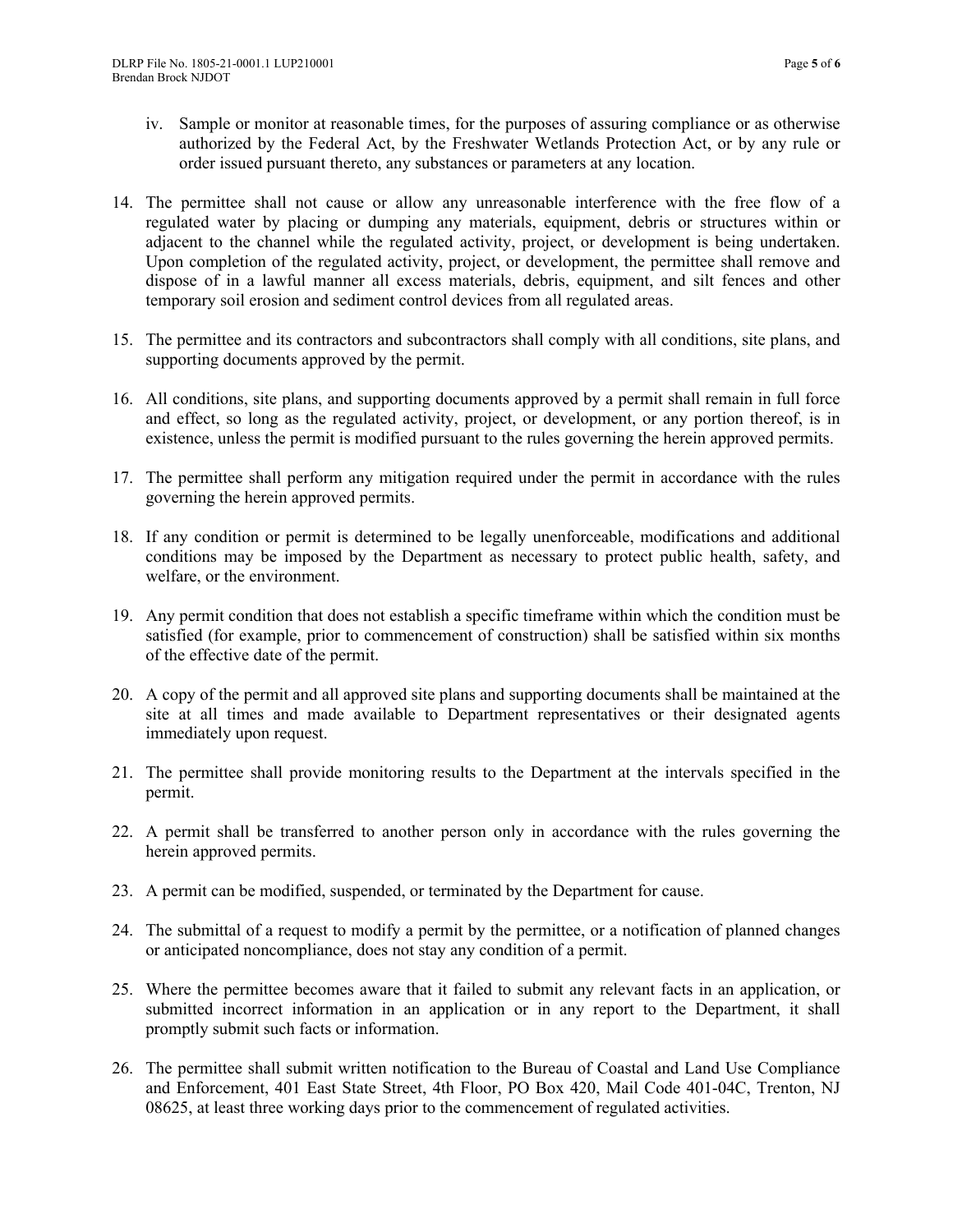iv. Sample or monitor at reasonable times, for the purposes of assuring compliance or as otherwise authorized by the Federal Act, by the Freshwater Wetlands Protection Act, or by any rule or order issued pursuant thereto, any substances or parameters at any location.

14. The permittee shall not cause or allow any unreasonable interference with the free flow of a regulated water by placing or dumping any materials, equipment, debris or structures within or adjacent to the channel while the regulated activity, project, or development is being undertaken. Upon completion of the regulated activity, project, or development, the permittee shall remove and dispose of in a lawful manner all excess materials, debris, equipment, and silt fences and other temporary soil erosion and sediment control devices from all regulated areas.

15. The permittee and its contractors and subcontractors shall comply with all conditions, site plans, and supporting documents approved by the permit.

16. All conditions, site plans, and supporting documents approved by a permit shall remain in full force and effect, so long as the regulated activity, project, or development, or any portion thereof, is in existence, unless the permit is modified pursuant to the rules governing the herein approved permits.

17. The permittee shall perform any mitigation required under the permit in accordance with the rules governing the herein approved permits.

18. If any condition or permit is determined to be legally unenforceable, modifications and additional conditions may be imposed by the Department as necessary to protect public health, safety, and welfare, or the environment.

19. Any permit condition that does not establish a specific timeframe within which the condition must be satisfied (for example, prior to commencement of construction) shall be satisfied within six months of the effective date of the permit.

20. A copy of the permit and all approved site plans and supporting documents shall be maintained at the site at all times and made available to Department representatives or their designated agents immediately upon request.

21. The permittee shall provide monitoring results to the Department at the intervals specified in the permit.

22. A permit shall be transferred to another person only in accordance with the rules governing the herein approved permits.

23. A permit can be modified, suspended, or terminated by the Department for cause.

24. The submittal of a request to modify a permit by the permittee, or a notification of planned changes or anticipated noncompliance, does not stay any condition of a permit.

25. Where the permittee becomes aware that it failed to submit any relevant facts in an application, or submitted incorrect information in an application or in any report to the Department, it shall promptly submit such facts or information.

26. The permittee shall submit written notification to the Bureau of Coastal and Land Use Compliance and Enforcement, 401 East State Street, 4th Floor, PO Box 420, Mail Code 401-04C, Trenton, NJ 08625, at least three working days prior to the commencement of regulated activities.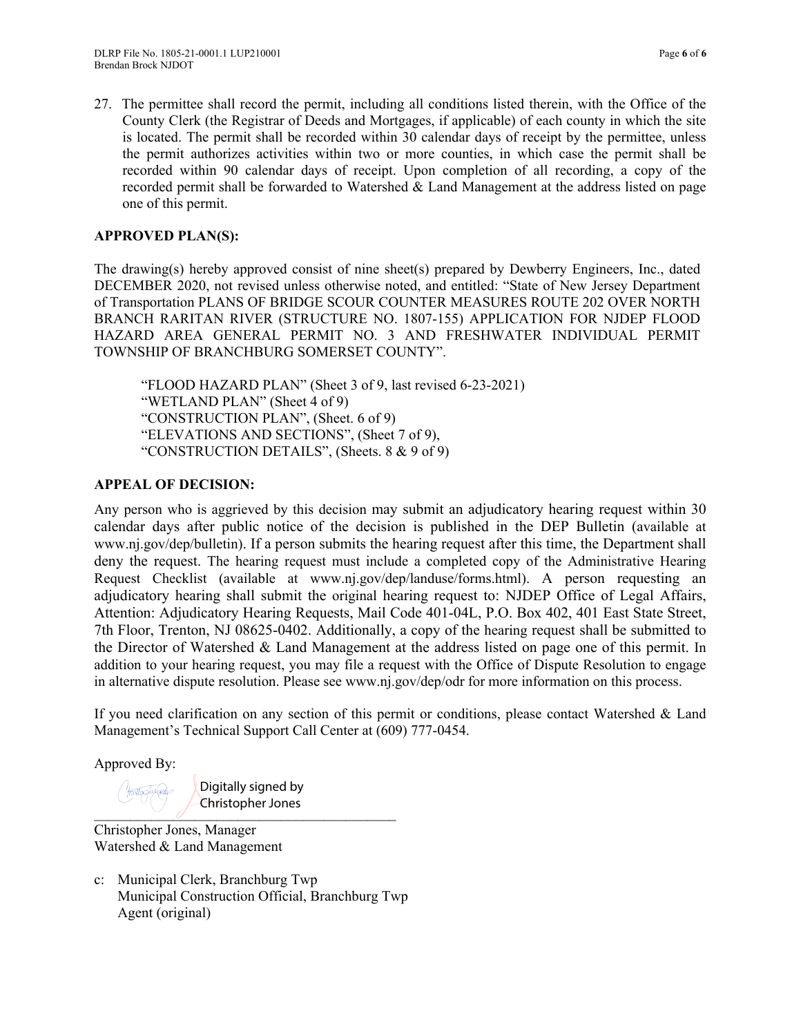27. The permittee shall record the permit, including all conditions listed therein, with the Office of the County Clerk (the Registrar of Deeds and Mortgages, if applicable) of each county in which the site is located. The permit shall be recorded within 30 calendar days of receipt by the permittee, unless the permit authorizes activities within two or more counties, in which case the permit shall be recorded within 90 calendar days of receipt. Upon completion of all recording, a copy of the recorded permit shall be forwarded to Watershed & Land Management at the address listed on page one of this permit.

**APPROVED PLAN(S):**

The drawing(s) hereby approved consist of nine sheet(s) prepared by Dewberry Engineers, Inc., dated DECEMBER 2020, not revised unless otherwise noted, and entitled: "State of New Jersey Department of Transportation PLANS OF BRIDGE SCOUR COUNTER MEASURES ROUTE 202 OVER NORTH BRANCH RARITAN RIVER (STRUCTURE NO. 1807-155) APPLICATION FOR NJDEP FLOOD HAZARD AREA GENERAL PERMIT NO. 3 AND FRESHWATER INDIVIDUAL PERMIT TOWNSHIP OF BRANCHBURG SOMERSET COUNTY".

"FLOOD HAZARD PLAN" (Sheet 3 of 9, last revised 6-23-2021)
"WETLAND PLAN" (Sheet 4 of 9)
"CONSTRUCTION PLAN", (Sheet. 6 of 9)
"ELEVATIONS AND SECTIONS", (Sheet 7 of 9),
"CONSTRUCTION DETAILS", (Sheets. 8 & 9 of 9)

**APPEAL OF DECISION:**

Any person who is aggrieved by this decision may submit an adjudicatory hearing request within 30 calendar days after public notice of the decision is published in the DEP Bulletin (available at www.nj.gov/dep/bulletin). If a person submits the hearing request after this time, the Department shall deny the request. The hearing request must include a completed copy of the Administrative Hearing Request Checklist (available at www.nj.gov/dep/landuse/forms.html). A person requesting an adjudicatory hearing shall submit the original hearing request to: NJDEP Office of Legal Affairs, Attention: Adjudicatory Hearing Requests, Mail Code 401-04L, P.O. Box 402, 401 East State Street, 7th Floor, Trenton, NJ 08625-0402. Additionally, a copy of the hearing request shall be submitted to the Director of Watershed & Land Management at the address listed on page one of this permit. In addition to your hearing request, you may file a request with the Office of Dispute Resolution to engage in alternative dispute resolution. Please see www.nj.gov/dep/odr for more information on this process.

If you need clarification on any section of this permit or conditions, please contact Watershed & Land Management's Technical Support Call Center at (609) 777-0454.

Approved By:

Digitally signed by Christopher Jones

Christopher Jones, Manager
Watershed & Land Management

c: Municipal Clerk, Branchburg Twp
Municipal Construction Official, Branchburg Twp
Agent (original)